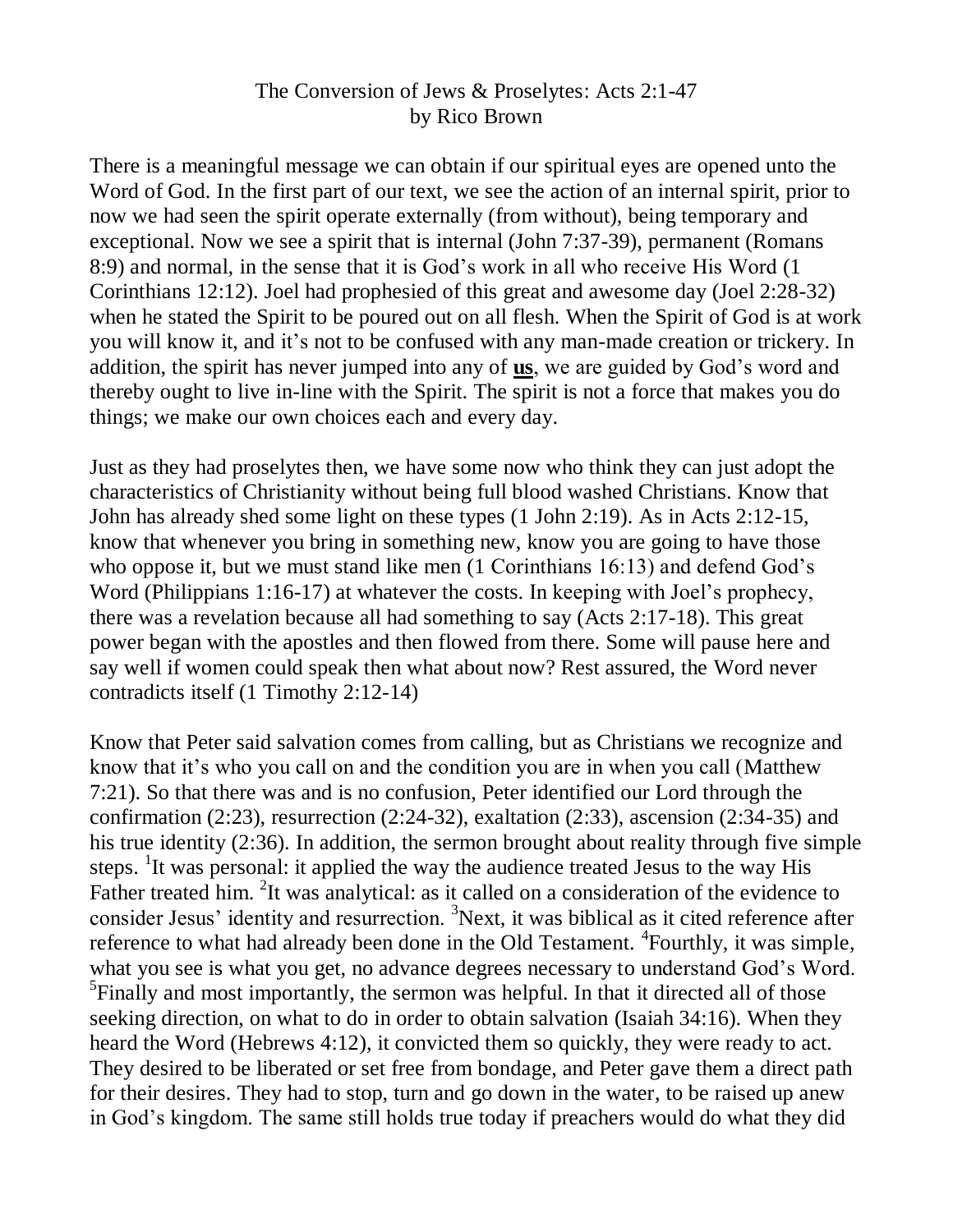# The Conversion of Jews & Proselytes: Acts 2:1-47
by Rico Brown

There is a meaningful message we can obtain if our spiritual eyes are opened unto the Word of God. In the first part of our text, we see the action of an internal spirit, prior to now we had seen the spirit operate externally (from without), being temporary and exceptional. Now we see a spirit that is internal (John 7:37-39), permanent (Romans 8:9) and normal, in the sense that it is God's work in all who receive His Word (1 Corinthians 12:12). Joel had prophesied of this great and awesome day (Joel 2:28-32) when he stated the Spirit to be poured out on all flesh. When the Spirit of God is at work you will know it, and it's not to be confused with any man-made creation or trickery. In addition, the spirit has never jumped into any of **<u>us</u>**, we are guided by God's word and thereby ought to live in-line with the Spirit. The spirit is not a force that makes you do things; we make our own choices each and every day.

Just as they had proselytes then, we have some now who think they can just adopt the characteristics of Christianity without being full blood washed Christians. Know that John has already shed some light on these types (1 John 2:19). As in Acts 2:12-15, know that whenever you bring in something new, know you are going to have those who oppose it, but we must stand like men (1 Corinthians 16:13) and defend God's Word (Philippians 1:16-17) at whatever the costs. In keeping with Joel's prophecy, there was a revelation because all had something to say (Acts 2:17-18). This great power began with the apostles and then flowed from there. Some will pause here and say well if women could speak then what about now? Rest assured, the Word never contradicts itself (1 Timothy 2:12-14)

Know that Peter said salvation comes from calling, but as Christians we recognize and know that it's who you call on and the condition you are in when you call (Matthew 7:21). So that there was and is no confusion, Peter identified our Lord through the confirmation (2:23), resurrection (2:24-32), exaltation (2:33), ascension (2:34-35) and his true identity (2:36). In addition, the sermon brought about reality through five simple steps. [1]It was personal: it applied the way the audience treated Jesus to the way His Father treated him. [2]It was analytical: as it called on a consideration of the evidence to consider Jesus' identity and resurrection. [3]Next, it was biblical as it cited reference after reference to what had already been done in the Old Testament. [4]Fourthly, it was simple, what you see is what you get, no advance degrees necessary to understand God's Word. [5]Finally and most importantly, the sermon was helpful. In that it directed all of those seeking direction, on what to do in order to obtain salvation (Isaiah 34:16). When they heard the Word (Hebrews 4:12), it convicted them so quickly, they were ready to act. They desired to be liberated or set free from bondage, and Peter gave them a direct path for their desires. They had to stop, turn and go down in the water, to be raised up anew in God's kingdom. The same still holds true today if preachers would do what they did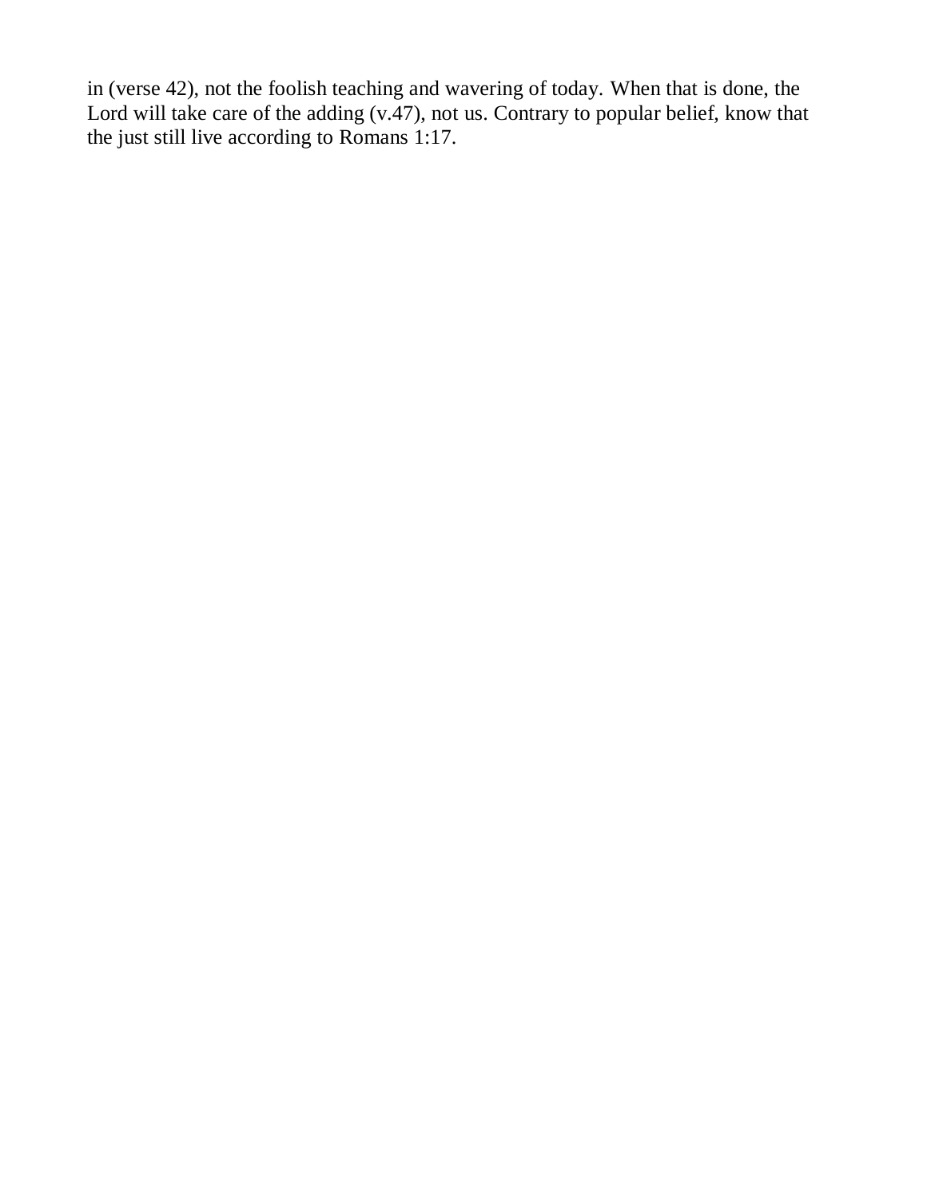in (verse 42), not the foolish teaching and wavering of today. When that is done, the Lord will take care of the adding (v.47), not us. Contrary to popular belief, know that the just still live according to Romans 1:17.